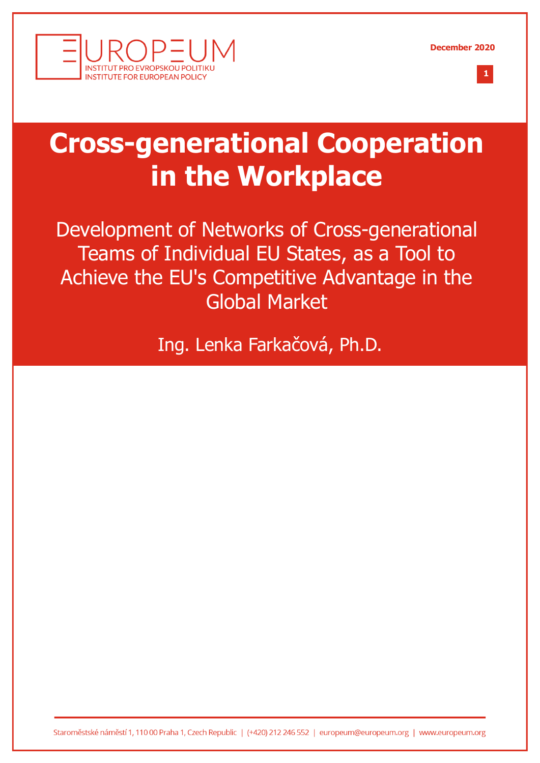# Cross-generational Cooperation in the Workplace

## Development of Networks of Cross-generational Teams of Individual EU States, as a Tool to Achieve the EU's Competitive Advantage in the Global Market

Ing. Lenka Farkačová, Ph.D.

December 2020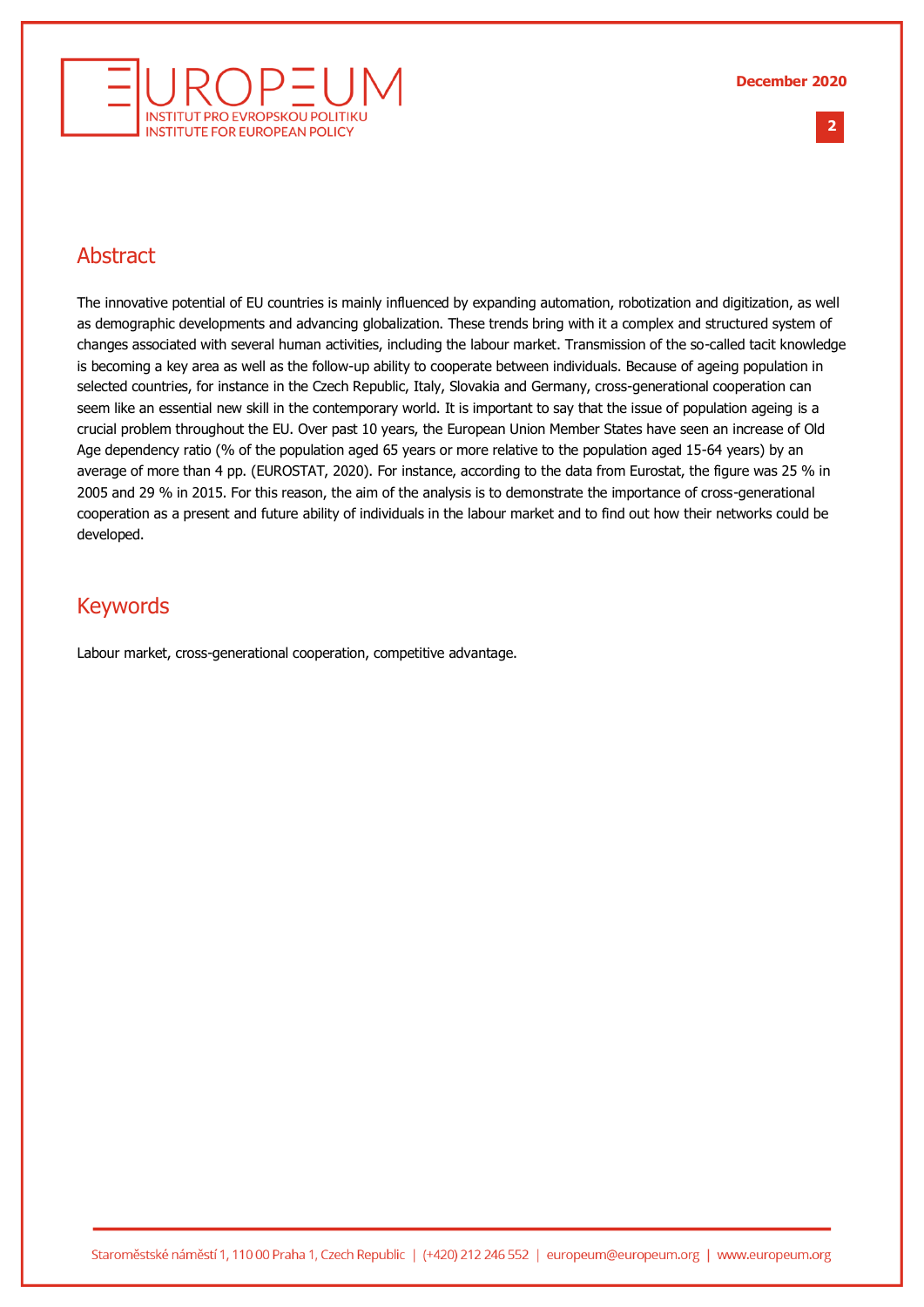## Abstract

The innovative potential of EU countries is mainly influenced by expanding automation, robotization and digitization, as well as demographic developments and advancing globalization. These trends bring with it a complex and structured system of changes associated with several human activities, including the labour market. Transmission of the so-called tacit knowledge is becoming a key area as well as the follow-up ability to cooperate between individuals. Because of ageing population in selected countries, for instance in the Czech Republic, Italy, Slovakia and Germany, cross-generational cooperation can seem like an essential new skill in the contemporary world. It is important to say that the issue of population ageing is a crucial problem throughout the EU. Over past 10 years, the European Union Member States have seen an increase of Old Age dependency ratio (% of the population aged 65 years or more relative to the population aged 15-64 years) by an average of more than 4 pp. (EUROSTAT, 2020). For instance, according to the data from Eurostat, the figure was 25 % in 2005 and 29 % in 2015. For this reason, the aim of the analysis is to demonstrate the importance of cross-generational cooperation as a present and future ability of individuals in the labour market and to find out how their networks could be developed.

## Keywords

Labour market, cross-generational cooperation, competitive advantage.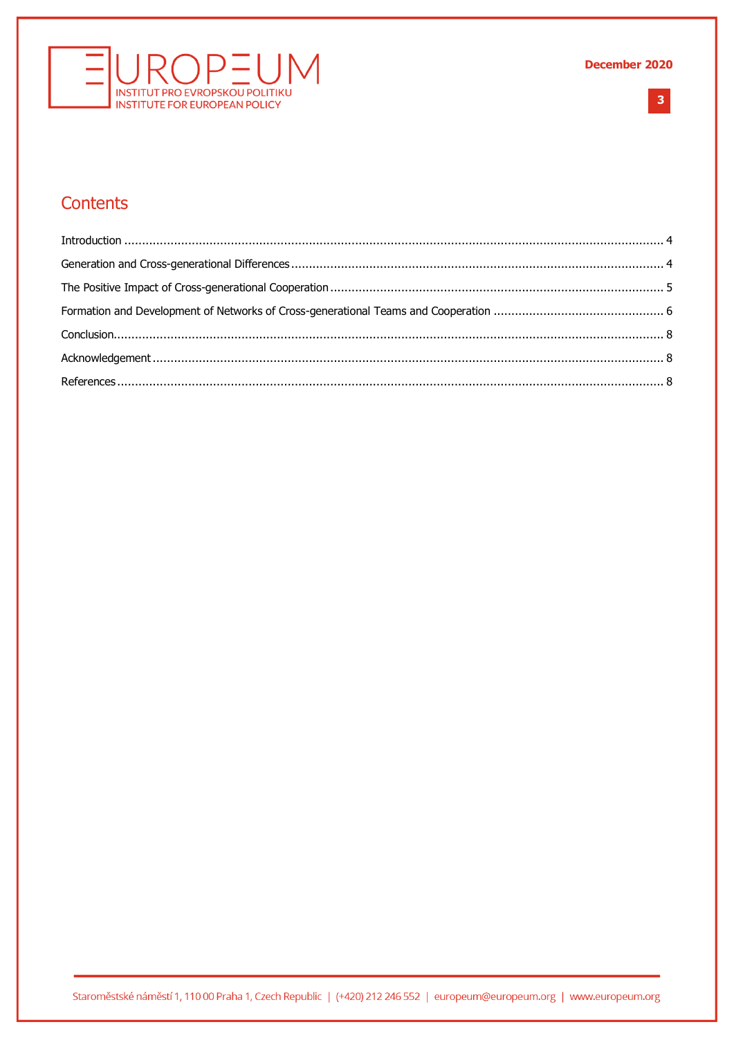## Contents

Introduction ........................................................................................................................................ 4

Generation and Cross-generational Differences ........................................................................................ 4

The Positive Impact of Cross-generational Cooperation ............................................................................. 5

Formation and Development of Networks of Cross-generational Teams and Cooperation ............................................... 6

Conclusion.......................................................................................................................................... 8

Acknowledgement ................................................................................................................................ 8

References .......................................................................................................................................... 8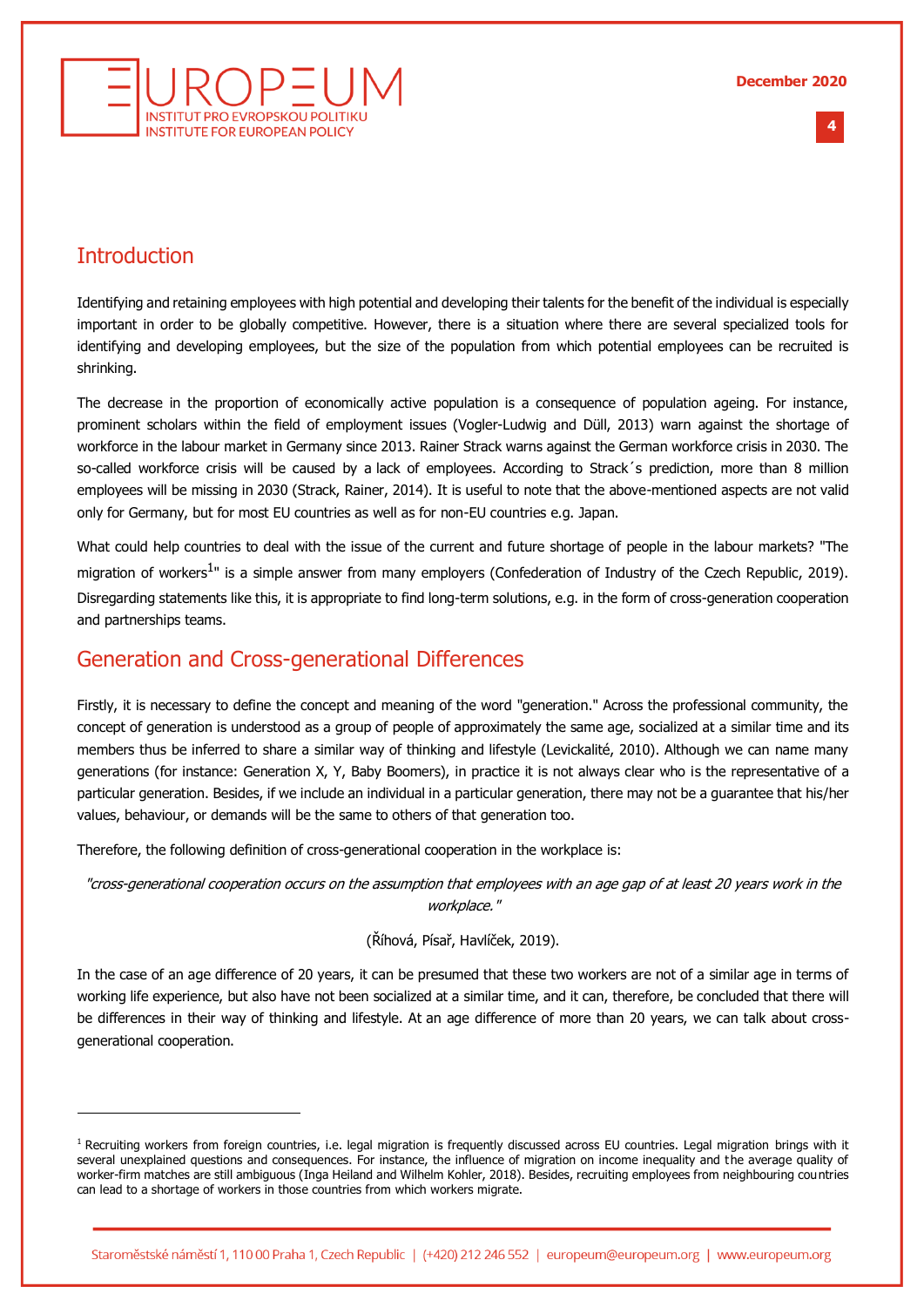## Introduction

Identifying and retaining employees with high potential and developing their talents for the benefit of the individual is especially important in order to be globally competitive. However, there is a situation where there are several specialized tools for identifying and developing employees, but the size of the population from which potential employees can be recruited is shrinking.

The decrease in the proportion of economically active population is a consequence of population ageing. For instance, prominent scholars within the field of employment issues (Vogler-Ludwig and Düll, 2013) warn against the shortage of workforce in the labour market in Germany since 2013. Rainer Strack warns against the German workforce crisis in 2030. The so-called workforce crisis will be caused by a lack of employees. According to Strack´s prediction, more than 8 million employees will be missing in 2030 (Strack, Rainer, 2014). It is useful to note that the above-mentioned aspects are not valid only for Germany, but for most EU countries as well as for non-EU countries e.g. Japan.

What could help countries to deal with the issue of the current and future shortage of people in the labour markets? "The migration of workers[1]" is a simple answer from many employers (Confederation of Industry of the Czech Republic, 2019). Disregarding statements like this, it is appropriate to find long-term solutions, e.g. in the form of cross-generation cooperation and partnerships teams.

## Generation and Cross-generational Differences

Firstly, it is necessary to define the concept and meaning of the word "generation." Across the professional community, the concept of generation is understood as a group of people of approximately the same age, socialized at a similar time and its members thus be inferred to share a similar way of thinking and lifestyle (Levickalité, 2010). Although we can name many generations (for instance: Generation X, Y, Baby Boomers), in practice it is not always clear who is the representative of a particular generation. Besides, if we include an individual in a particular generation, there may not be a guarantee that his/her values, behaviour, or demands will be the same to others of that generation too.

Therefore, the following definition of cross-generational cooperation in the workplace is:

*"cross-generational cooperation occurs on the assumption that employees with an age gap of at least 20 years work in the workplace."*

(Říhová, Písař, Havlíček, 2019).

In the case of an age difference of 20 years, it can be presumed that these two workers are not of a similar age in terms of working life experience, but also have not been socialized at a similar time, and it can, therefore, be concluded that there will be differences in their way of thinking and lifestyle. At an age difference of more than 20 years, we can talk about cross-generational cooperation.

---

[1] Recruiting workers from foreign countries, i.e. legal migration is frequently discussed across EU countries. Legal migration brings with it several unexplained questions and consequences. For instance, the influence of migration on income inequality and the average quality of worker-firm matches are still ambiguous (Inga Heiland and Wilhelm Kohler, 2018). Besides, recruiting employees from neighbouring countries can lead to a shortage of workers in those countries from which workers migrate.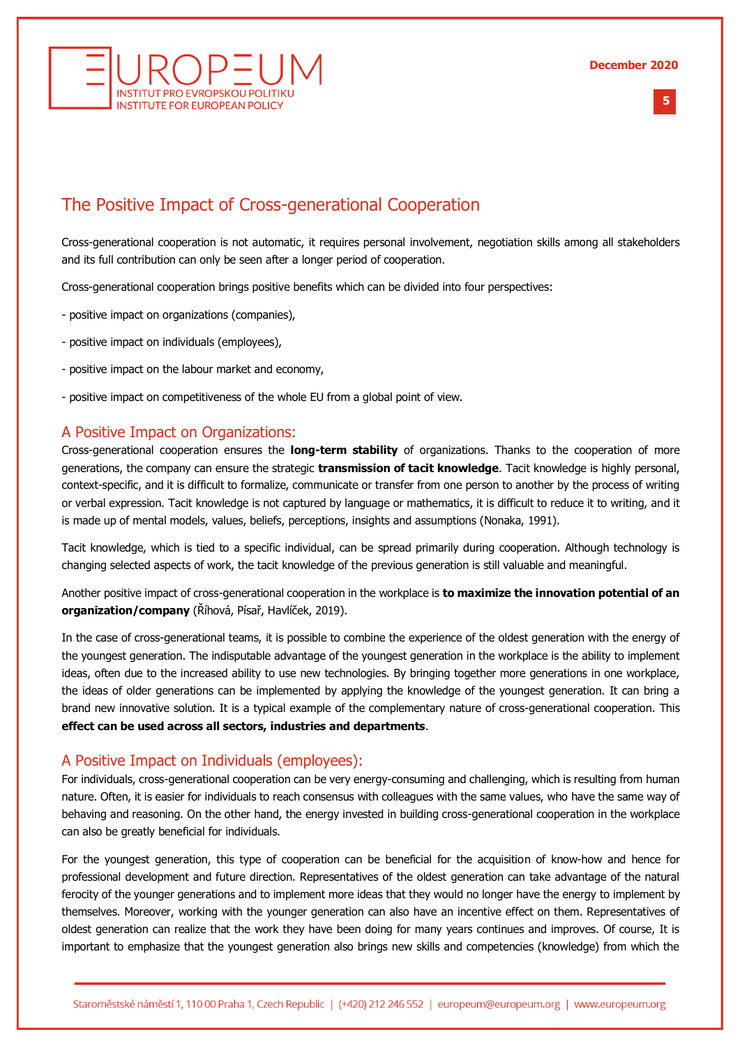## The Positive Impact of Cross-generational Cooperation

Cross-generational cooperation is not automatic, it requires personal involvement, negotiation skills among all stakeholders and its full contribution can only be seen after a longer period of cooperation.

Cross-generational cooperation brings positive benefits which can be divided into four perspectives:

- positive impact on organizations (companies),
- positive impact on individuals (employees),
- positive impact on the labour market and economy,
- positive impact on competitiveness of the whole EU from a global point of view.

### A Positive Impact on Organizations:

Cross-generational cooperation ensures the **long-term stability** of organizations. Thanks to the cooperation of more generations, the company can ensure the strategic **transmission of tacit knowledge**. Tacit knowledge is highly personal, context-specific, and it is difficult to formalize, communicate or transfer from one person to another by the process of writing or verbal expression. Tacit knowledge is not captured by language or mathematics, it is difficult to reduce it to writing, and it is made up of mental models, values, beliefs, perceptions, insights and assumptions (Nonaka, 1991).

Tacit knowledge, which is tied to a specific individual, can be spread primarily during cooperation. Although technology is changing selected aspects of work, the tacit knowledge of the previous generation is still valuable and meaningful.

Another positive impact of cross-generational cooperation in the workplace is **to maximize the innovation potential of an organization/company** (Říhová, Písař, Havlíček, 2019).

In the case of cross-generational teams, it is possible to combine the experience of the oldest generation with the energy of the youngest generation. The indisputable advantage of the youngest generation in the workplace is the ability to implement ideas, often due to the increased ability to use new technologies. By bringing together more generations in one workplace, the ideas of older generations can be implemented by applying the knowledge of the youngest generation. It can bring a brand new innovative solution. It is a typical example of the complementary nature of cross-generational cooperation. This **effect can be used across all sectors, industries and departments**.

### A Positive Impact on Individuals (employees):

For individuals, cross-generational cooperation can be very energy-consuming and challenging, which is resulting from human nature. Often, it is easier for individuals to reach consensus with colleagues with the same values, who have the same way of behaving and reasoning. On the other hand, the energy invested in building cross-generational cooperation in the workplace can also be greatly beneficial for individuals.

For the youngest generation, this type of cooperation can be beneficial for the acquisition of know-how and hence for professional development and future direction. Representatives of the oldest generation can take advantage of the natural ferocity of the younger generations and to implement more ideas that they would no longer have the energy to implement by themselves. Moreover, working with the younger generation can also have an incentive effect on them. Representatives of oldest generation can realize that the work they have been doing for many years continues and improves. Of course, It is important to emphasize that the youngest generation also brings new skills and competencies (knowledge) from which the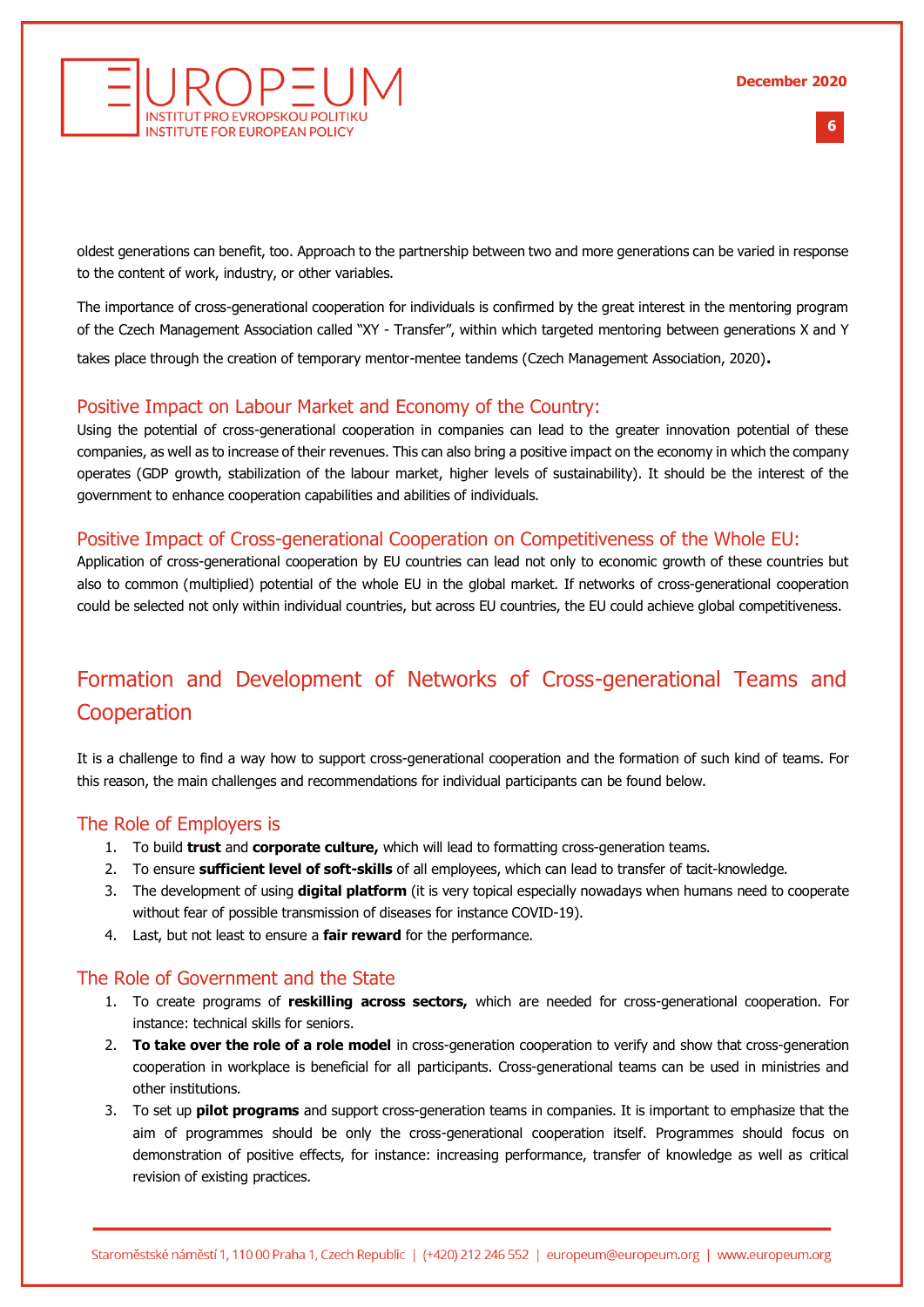oldest generations can benefit, too. Approach to the partnership between two and more generations can be varied in response to the content of work, industry, or other variables.

The importance of cross-generational cooperation for individuals is confirmed by the great interest in the mentoring program of the Czech Management Association called "XY - Transfer", within which targeted mentoring between generations X and Y takes place through the creation of temporary mentor-mentee tandems (Czech Management Association, 2020).

### Positive Impact on Labour Market and Economy of the Country:

Using the potential of cross-generational cooperation in companies can lead to the greater innovation potential of these companies, as well as to increase of their revenues. This can also bring a positive impact on the economy in which the company operates (GDP growth, stabilization of the labour market, higher levels of sustainability). It should be the interest of the government to enhance cooperation capabilities and abilities of individuals.

### Positive Impact of Cross-generational Cooperation on Competitiveness of the Whole EU:

Application of cross-generational cooperation by EU countries can lead not only to economic growth of these countries but also to common (multiplied) potential of the whole EU in the global market. If networks of cross-generational cooperation could be selected not only within individual countries, but across EU countries, the EU could achieve global competitiveness.

## Formation and Development of Networks of Cross-generational Teams and Cooperation

It is a challenge to find a way how to support cross-generational cooperation and the formation of such kind of teams. For this reason, the main challenges and recommendations for individual participants can be found below.

### The Role of Employers is

1. To build **trust** and **corporate culture,** which will lead to formatting cross-generation teams.
2. To ensure **sufficient level of soft-skills** of all employees, which can lead to transfer of tacit-knowledge.
3. The development of using **digital platform** (it is very topical especially nowadays when humans need to cooperate without fear of possible transmission of diseases for instance COVID-19).
4. Last, but not least to ensure a **fair reward** for the performance.

### The Role of Government and the State

1. To create programs of **reskilling across sectors,** which are needed for cross-generational cooperation. For instance: technical skills for seniors.
2. **To take over the role of a role model** in cross-generation cooperation to verify and show that cross-generation cooperation in workplace is beneficial for all participants. Cross-generational teams can be used in ministries and other institutions.
3. To set up **pilot programs** and support cross-generation teams in companies. It is important to emphasize that the aim of programmes should be only the cross-generational cooperation itself. Programmes should focus on demonstration of positive effects, for instance: increasing performance, transfer of knowledge as well as critical revision of existing practices.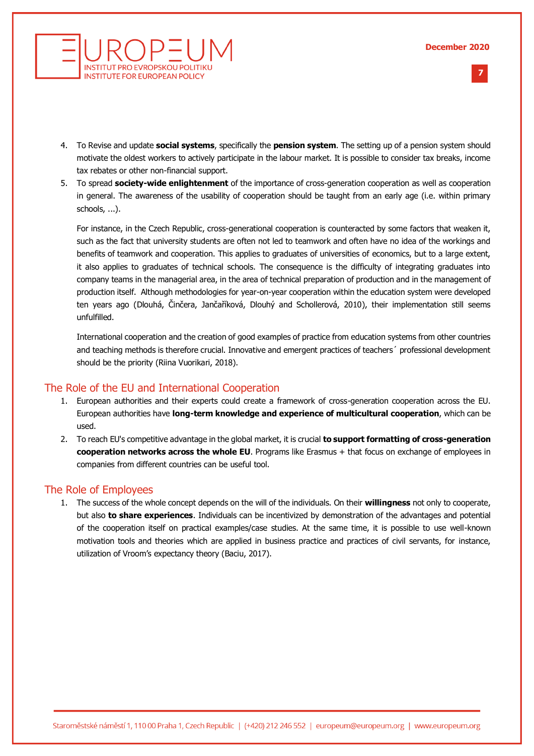4. To Revise and update **social systems**, specifically the **pension system**. The setting up of a pension system should motivate the oldest workers to actively participate in the labour market. It is possible to consider tax breaks, income tax rebates or other non-financial support.
5. To spread **society-wide enlightenment** of the importance of cross-generation cooperation as well as cooperation in general. The awareness of the usability of cooperation should be taught from an early age (i.e. within primary schools, ...).

   For instance, in the Czech Republic, cross-generational cooperation is counteracted by some factors that weaken it, such as the fact that university students are often not led to teamwork and often have no idea of the workings and benefits of teamwork and cooperation. This applies to graduates of universities of economics, but to a large extent, it also applies to graduates of technical schools. The consequence is the difficulty of integrating graduates into company teams in the managerial area, in the area of technical preparation of production and in the management of production itself. Although methodologies for year-on-year cooperation within the education system were developed ten years ago (Dlouhá, Činčera, Jančaříková, Dlouhý and Schollerová, 2010), their implementation still seems unfulfilled.

   International cooperation and the creation of good examples of practice from education systems from other countries and teaching methods is therefore crucial. Innovative and emergent practices of teachers´ professional development should be the priority (Riina Vuorikari, 2018).

## The Role of the EU and International Cooperation

1. European authorities and their experts could create a framework of cross-generation cooperation across the EU. European authorities have **long-term knowledge and experience of multicultural cooperation**, which can be used.
2. To reach EU's competitive advantage in the global market, it is crucial **to support formatting of cross-generation cooperation networks across the whole EU**. Programs like Erasmus + that focus on exchange of employees in companies from different countries can be useful tool.

## The Role of Employees

1. The success of the whole concept depends on the will of the individuals. On their **willingness** not only to cooperate, but also **to share experiences**. Individuals can be incentivized by demonstration of the advantages and potential of the cooperation itself on practical examples/case studies. At the same time, it is possible to use well-known motivation tools and theories which are applied in business practice and practices of civil servants, for instance, utilization of Vroom's expectancy theory (Baciu, 2017).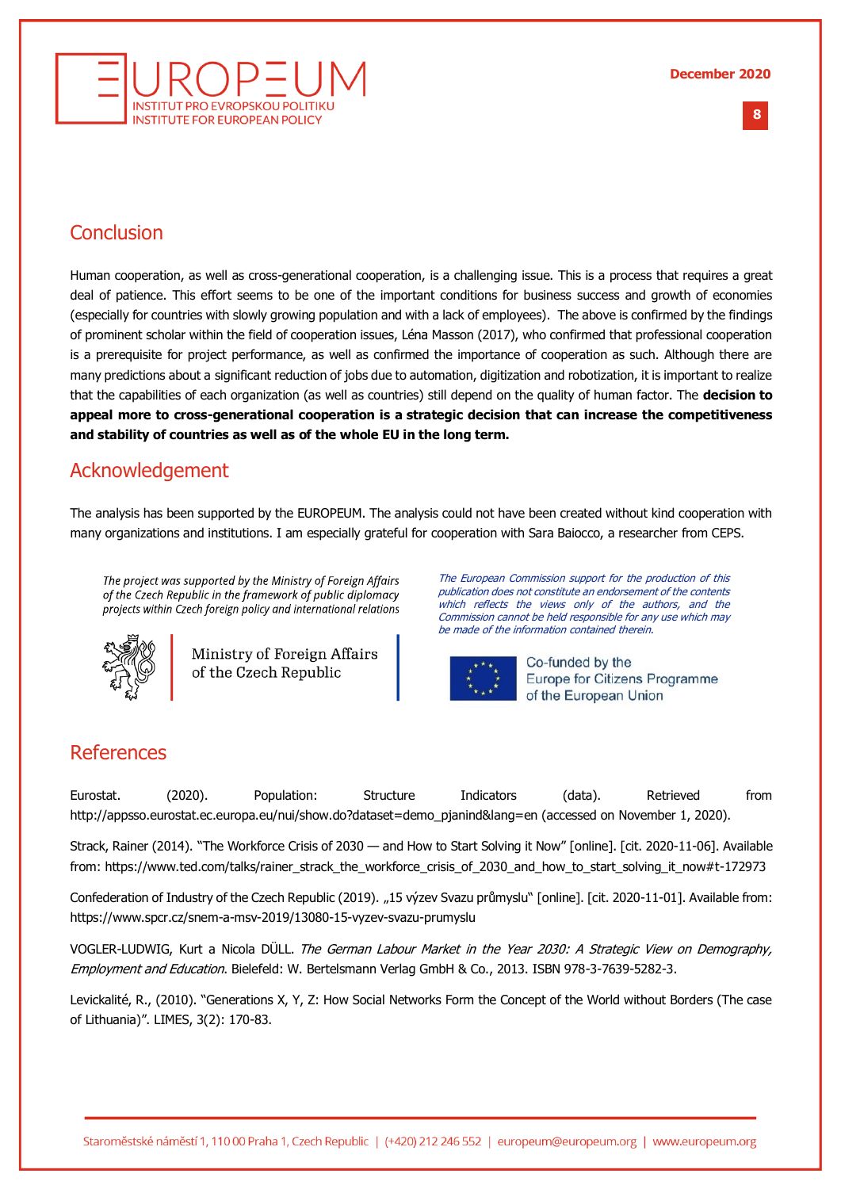## Conclusion

Human cooperation, as well as cross-generational cooperation, is a challenging issue. This is a process that requires a great deal of patience. This effort seems to be one of the important conditions for business success and growth of economies (especially for countries with slowly growing population and with a lack of employees). The above is confirmed by the findings of prominent scholar within the field of cooperation issues, Léna Masson (2017), who confirmed that professional cooperation is a prerequisite for project performance, as well as confirmed the importance of cooperation as such. Although there are many predictions about a significant reduction of jobs due to automation, digitization and robotization, it is important to realize that the capabilities of each organization (as well as countries) still depend on the quality of human factor. The **decision to appeal more to cross-generational cooperation is a strategic decision that can increase the competitiveness and stability of countries as well as of the whole EU in the long term.**

## Acknowledgement

The analysis has been supported by the EUROPEUM. The analysis could not have been created without kind cooperation with many organizations and institutions. I am especially grateful for cooperation with Sara Baiocco, a researcher from CEPS.

*The project was supported by the Ministry of Foreign Affairs of the Czech Republic in the framework of public diplomacy projects within Czech foreign policy and international relations*

Ministry of Foreign Affairs of the Czech Republic

*The European Commission support for the production of this publication does not constitute an endorsement of the contents which reflects the views only of the authors, and the Commission cannot be held responsible for any use which may be made of the information contained therein.*

Co-funded by the Europe for Citizens Programme of the European Union

## References

Eurostat. (2020). Population: Structure Indicators (data). Retrieved from http://appsso.eurostat.ec.europa.eu/nui/show.do?dataset=demo_pjanind&lang=en (accessed on November 1, 2020).

Strack, Rainer (2014). "The Workforce Crisis of 2030 — and How to Start Solving it Now" [online]. [cit. 2020-11-06]. Available from: https://www.ted.com/talks/rainer_strack_the_workforce_crisis_of_2030_and_how_to_start_solving_it_now#t-172973

Confederation of Industry of the Czech Republic (2019). „15 výzev Svazu průmyslu" [online]. [cit. 2020-11-01]. Available from: https://www.spcr.cz/snem-a-msv-2019/13080-15-vyzev-svazu-prumyslu

VOGLER-LUDWIG, Kurt a Nicola DÜLL. *The German Labour Market in the Year 2030: A Strategic View on Demography, Employment and Education*. Bielefeld: W. Bertelsmann Verlag GmbH & Co., 2013. ISBN 978-3-7639-5282-3.

Levickalité, R., (2010). "Generations X, Y, Z: How Social Networks Form the Concept of the World without Borders (The case of Lithuania)". LIMES, 3(2): 170-83.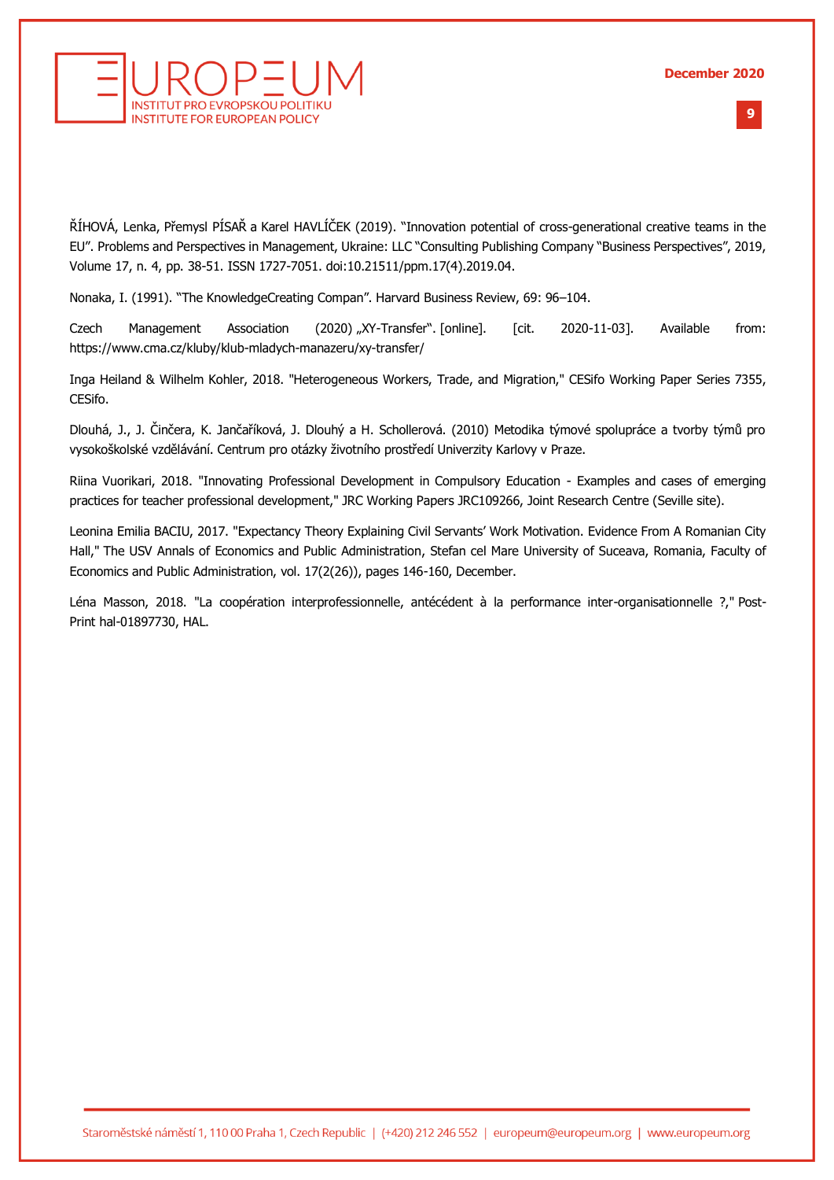ŘÍHOVÁ, Lenka, Přemysl PÍSAŘ a Karel HAVLÍČEK (2019). "Innovation potential of cross-generational creative teams in the EU". Problems and Perspectives in Management, Ukraine: LLC "Consulting Publishing Company "Business Perspectives", 2019, Volume 17, n. 4, pp. 38-51. ISSN 1727-7051. doi:10.21511/ppm.17(4).2019.04.

Nonaka, I. (1991). "The KnowledgeCreating Compan". Harvard Business Review, 69: 96–104.

Czech Management Association (2020) „XY-Transfer". [online]. [cit. 2020-11-03]. Available from: https://www.cma.cz/kluby/klub-mladych-manazeru/xy-transfer/

Inga Heiland & Wilhelm Kohler, 2018. "Heterogeneous Workers, Trade, and Migration," CESifo Working Paper Series 7355, CESifo.

Dlouhá, J., J. Činčera, K. Jančaříková, J. Dlouhý a H. Schollerová. (2010) Metodika týmové spolupráce a tvorby týmů pro vysokoškolské vzdělávání. Centrum pro otázky životního prostředí Univerzity Karlovy v Praze.

Riina Vuorikari, 2018. "Innovating Professional Development in Compulsory Education - Examples and cases of emerging practices for teacher professional development," JRC Working Papers JRC109266, Joint Research Centre (Seville site).

Leonina Emilia BACIU, 2017. "Expectancy Theory Explaining Civil Servants' Work Motivation. Evidence From A Romanian City Hall," The USV Annals of Economics and Public Administration, Stefan cel Mare University of Suceava, Romania, Faculty of Economics and Public Administration, vol. 17(2(26)), pages 146-160, December.

Léna Masson, 2018. "La coopération interprofessionnelle, antécédent à la performance inter-organisationnelle ?," Post-Print hal-01897730, HAL.